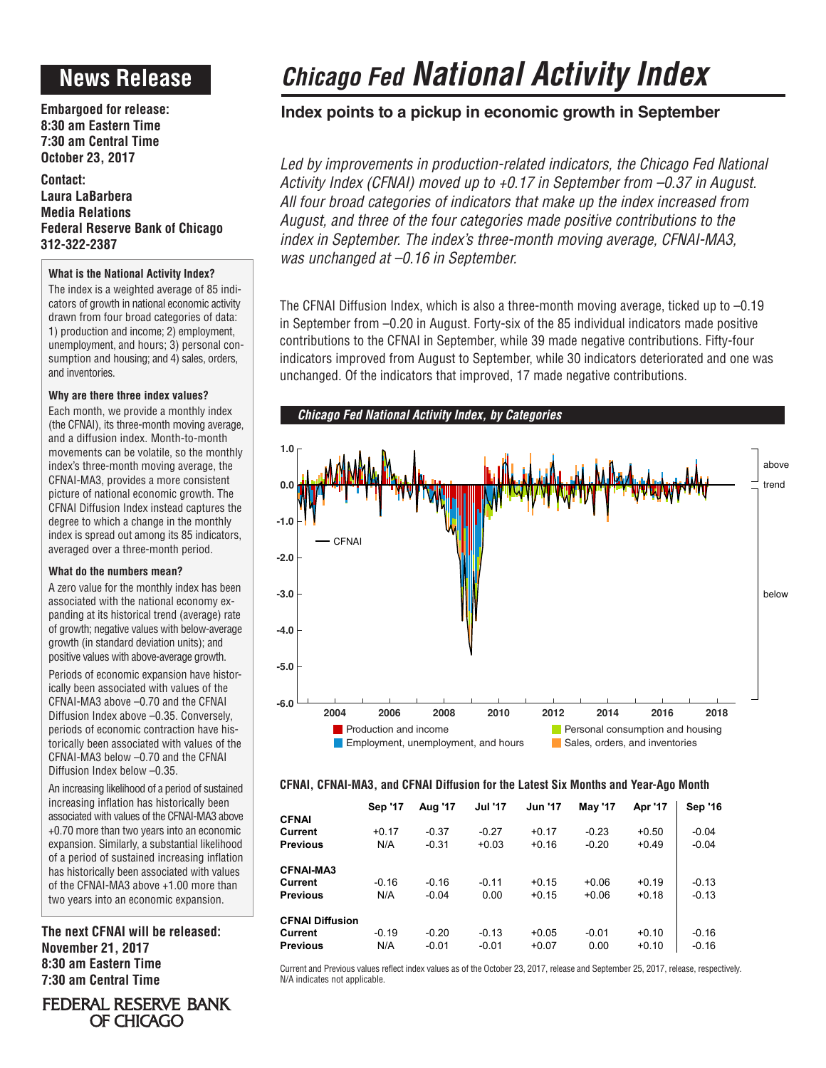# News Release

**Embargoed for release:**
**8:30 am Eastern Time**
**7:30 am Central Time**
**October 23, 2017**

**Contact:**
**Laura LaBarbera**
**Media Relations**
**Federal Reserve Bank of Chicago**
**312-322-2387**

#### What is the National Activity Index?

The index is a weighted average of 85 indicators of growth in national economic activity drawn from four broad categories of data: 1) production and income; 2) employment, unemployment, and hours; 3) personal consumption and housing; and 4) sales, orders, and inventories.

#### Why are there three index values?

Each month, we provide a monthly index (the CFNAI), its three-month moving average, and a diffusion index. Month-to-month movements can be volatile, so the monthly index's three-month moving average, the CFNAI-MA3, provides a more consistent picture of national economic growth. The CFNAI Diffusion Index instead captures the degree to which a change in the monthly index is spread out among its 85 indicators, averaged over a three-month period.

#### What do the numbers mean?

A zero value for the monthly index has been associated with the national economy expanding at its historical trend (average) rate of growth; negative values with below-average growth (in standard deviation units); and positive values with above-average growth.

Periods of economic expansion have historically been associated with values of the CFNAI-MA3 above –0.70 and the CFNAI Diffusion Index above –0.35. Conversely, periods of economic contraction have historically been associated with values of the CFNAI-MA3 below –0.70 and the CFNAI Diffusion Index below –0.35.

An increasing likelihood of a period of sustained increasing inflation has historically been associated with values of the CFNAI-MA3 above +0.70 more than two years into an economic expansion. Similarly, a substantial likelihood of a period of sustained increasing inflation has historically been associated with values of the CFNAI-MA3 above +1.00 more than two years into an economic expansion.

**The next CFNAI will be released:**
**November 21, 2017**
**8:30 am Eastern Time**
**7:30 am Central Time**

FEDERAL RESERVE BANK OF CHICAGO

# *Chicago Fed* National Activity Index

## Index points to a pickup in economic growth in September

*Led by improvements in production-related indicators, the Chicago Fed National Activity Index (CFNAI) moved up to +0.17 in September from –0.37 in August. All four broad categories of indicators that make up the index increased from August, and three of the four categories made positive contributions to the index in September. The index's three-month moving average, CFNAI-MA3, was unchanged at –0.16 in September.*

The CFNAI Diffusion Index, which is also a three-month moving average, ticked up to –0.19 in September from –0.20 in August. Forty-six of the 85 individual indicators made positive contributions to the CFNAI in September, while 39 made negative contributions. Fifty-four indicators improved from August to September, while 30 indicators deteriorated and one was unchanged. Of the indicators that improved, 17 made negative contributions.

***Chicago Fed National Activity Index, by Categories***

#### CFNAI, CFNAI-MA3, and CFNAI Diffusion for the Latest Six Months and Year-Ago Month

| | Sep '17 | Aug '17 | Jul '17 | Jun '17 | May '17 | Apr '17 | Sep '16 |
|---|---|---|---|---|---|---|---|
| **CFNAI** | | | | | | | |
| **Current** | +0.17 | -0.37 | -0.27 | +0.17 | -0.23 | +0.50 | -0.04 |
| **Previous** | N/A | -0.31 | +0.03 | +0.16 | -0.20 | +0.49 | -0.04 |
| **CFNAI-MA3** | | | | | | | |
| **Current** | -0.16 | -0.16 | -0.11 | +0.15 | +0.06 | +0.19 | -0.13 |
| **Previous** | N/A | -0.04 | 0.00 | +0.15 | +0.06 | +0.18 | -0.13 |
| **CFNAI Diffusion** | | | | | | | |
| **Current** | -0.19 | -0.20 | -0.13 | +0.05 | -0.01 | +0.10 | -0.16 |
| **Previous** | N/A | -0.01 | -0.01 | +0.07 | 0.00 | +0.10 | -0.16 |

Current and Previous values reflect index values as of the October 23, 2017, release and September 25, 2017, release, respectively. N/A indicates not applicable.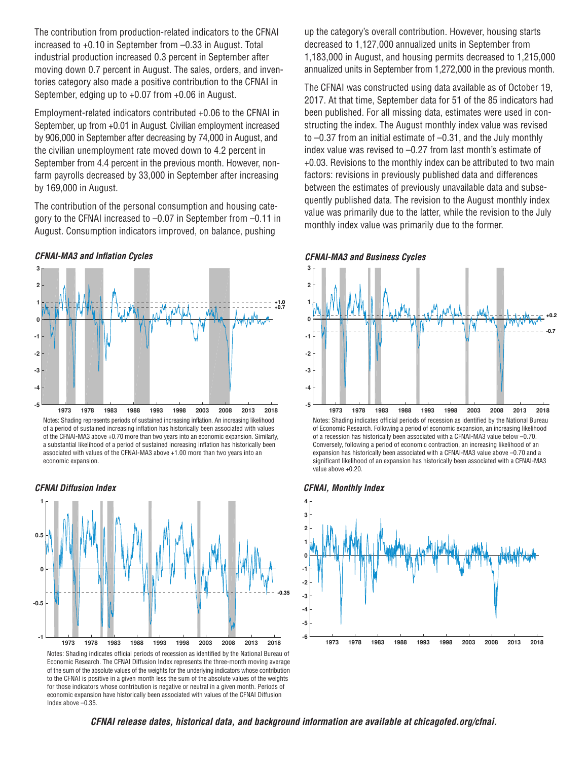The contribution from production-related indicators to the CFNAI increased to +0.10 in September from –0.33 in August. Total industrial production increased 0.3 percent in September after moving down 0.7 percent in August. The sales, orders, and inventories category also made a positive contribution to the CFNAI in September, edging up to +0.07 from +0.06 in August.

Employment-related indicators contributed +0.06 to the CFNAI in September, up from +0.01 in August. Civilian employment increased by 906,000 in September after decreasing by 74,000 in August, and the civilian unemployment rate moved down to 4.2 percent in September from 4.4 percent in the previous month. However, nonfarm payrolls decreased by 33,000 in September after increasing by 169,000 in August.

The contribution of the personal consumption and housing category to the CFNAI increased to –0.07 in September from –0.11 in August. Consumption indicators improved, on balance, pushing up the category's overall contribution. However, housing starts decreased to 1,127,000 annualized units in September from 1,183,000 in August, and housing permits decreased to 1,215,000 annualized units in September from 1,272,000 in the previous month.

The CFNAI was constructed using data available as of October 19, 2017. At that time, September data for 51 of the 85 indicators had been published. For all missing data, estimates were used in constructing the index. The August monthly index value was revised to –0.37 from an initial estimate of –0.31, and the July monthly index value was revised to –0.27 from last month's estimate of +0.03. Revisions to the monthly index can be attributed to two main factors: revisions in previously published data and differences between the estimates of previously unavailable data and subsequently published data. The revision to the August monthly index value was primarily due to the latter, while the revision to the July monthly index value was primarily due to the former.

***CFNAI-MA3 and Inflation Cycles***

3
2
1
0
-1
-2
-3
-4
-5
+1.0
+0.7
1973 1978 1983 1988 1993 1998 2003 2008 2013 2018

Notes: Shading represents periods of sustained increasing inflation. An increasing likelihood of a period of sustained increasing inflation has historically been associated with values of the CFNAI-MA3 above +0.70 more than two years into an economic expansion. Similarly, a substantial likelihood of a period of sustained increasing inflation has historically been associated with values of the CFNAI-MA3 above +1.00 more than two years into an economic expansion.

***CFNAI-MA3 and Business Cycles***

3
2
1
0
-1
-2
-3
-4
-5
+0.2
-0.7
1973 1978 1983 1988 1993 1998 2003 2008 2013 2018

Notes: Shading indicates official periods of recession as identified by the National Bureau of Economic Research. Following a period of economic expansion, an increasing likelihood of a recession has historically been associated with a CFNAI-MA3 value below –0.70. Conversely, following a period of economic contraction, an increasing likelihood of an expansion has historically been associated with a CFNAI-MA3 value above –0.70 and a significant likelihood of an expansion has historically been associated with a CFNAI-MA3 value above +0.20.

***CFNAI Diffusion Index***

1
0.5
0
-0.5
-1
-0.35
1973 1978 1983 1988 1993 1998 2003 2008 2013 2018

Notes: Shading indicates official periods of recession as identified by the National Bureau of Economic Research. The CFNAI Diffusion Index represents the three-month moving average of the sum of the absolute values of the weights for the underlying indicators whose contribution to the CFNAI is positive in a given month less the sum of the absolute values of the weights for those indicators whose contribution is negative or neutral in a given month. Periods of economic expansion have historically been associated with values of the CFNAI Diffusion Index above –0.35.

***CFNAI, Monthly Index***

4
3
2
1
0
-1
-2
-3
-4
-5
-6
1973 1978 1983 1988 1993 1998 2003 2008 2013 2018

***CFNAI release dates, historical data, and background information are available at chicagofed.org/cfnai.***